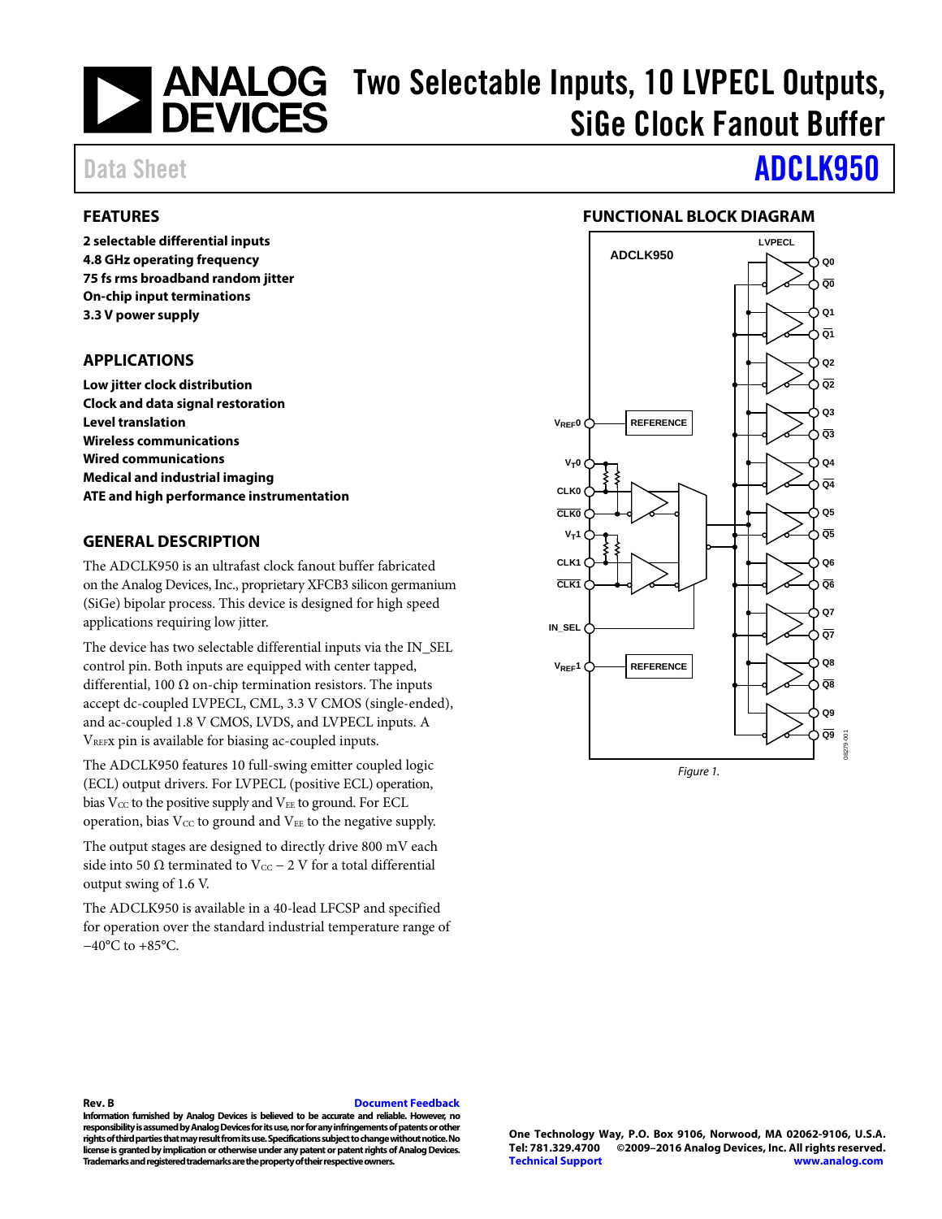# Two Selectable Inputs, 10 LVPECL Outputs, SiGe Clock Fanout Buffer

Data Sheet **ADCLK950**

## FEATURES

**2 selectable differential inputs**
**4.8 GHz operating frequency**
**75 fs rms broadband random jitter**
**On-chip input terminations**
**3.3 V power supply**

## APPLICATIONS

**Low jitter clock distribution**
**Clock and data signal restoration**
**Level translation**
**Wireless communications**
**Wired communications**
**Medical and industrial imaging**
**ATE and high performance instrumentation**

## GENERAL DESCRIPTION

The ADCLK950 is an ultrafast clock fanout buffer fabricated on the Analog Devices, Inc., proprietary XFCB3 silicon germanium (SiGe) bipolar process. This device is designed for high speed applications requiring low jitter.

The device has two selectable differential inputs via the IN_SEL control pin. Both inputs are equipped with center tapped, differential, 100 Ω on-chip termination resistors. The inputs accept dc-coupled LVPECL, CML, 3.3 V CMOS (single-ended), and ac-coupled 1.8 V CMOS, LVDS, and LVPECL inputs. A $V_{REF}x$ pin is available for biasing ac-coupled inputs.

The ADCLK950 features 10 full-swing emitter coupled logic (ECL) output drivers. For LVPECL (positive ECL) operation, bias $V_{CC}$ to the positive supply and $V_{EE}$ to ground. For ECL operation, bias $V_{CC}$ to ground and $V_{EE}$ to the negative supply.

The output stages are designed to directly drive 800 mV each side into 50 Ω terminated to $V_{CC}$ − 2 V for a total differential output swing of 1.6 V.

The ADCLK950 is available in a 40-lead LFCSP and specified for operation over the standard industrial temperature range of −40°C to +85°C.

## FUNCTIONAL BLOCK DIAGRAM

*Figure 1.*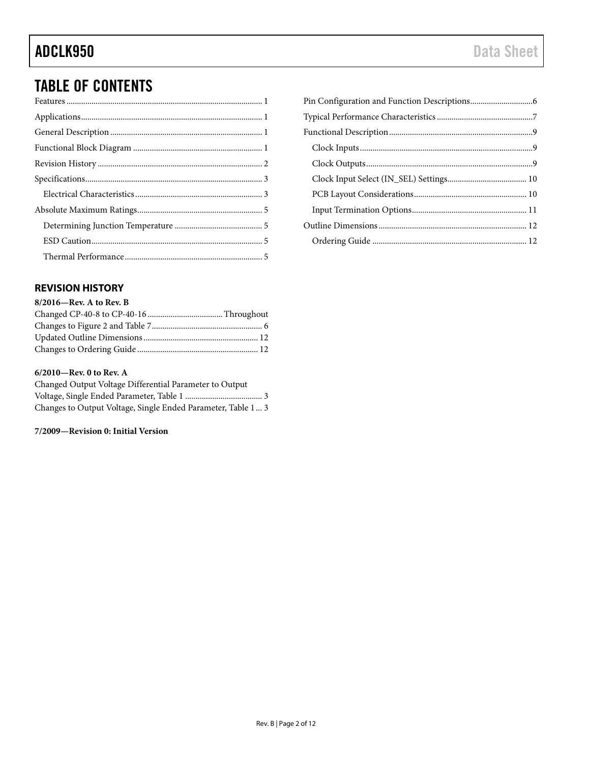# TABLE OF CONTENTS

Features ............................................................................................ 1
Applications...................................................................................... 1
General Description ........................................................................ 1
Functional Block Diagram .............................................................. 1
Revision History .............................................................................. 2
Specifications.................................................................................... 3
  Electrical Characteristics ............................................................. 3
Absolute Maximum Ratings............................................................ 5
  Determining Junction Temperature .......................................... 5
  ESD Caution.................................................................................. 5
  Thermal Performance .................................................................. 5
Pin Configuration and Function Descriptions.............................6
Typical Performance Characteristics .............................................7
Functional Description....................................................................9
  Clock Inputs..................................................................................9
  Clock Outputs...............................................................................9
  Clock Input Select (IN_SEL) Settings...................................... 10
  PCB Layout Considerations...................................................... 10
  Input Termination Options....................................................... 11
Outline Dimensions ....................................................................... 12
  Ordering Guide .......................................................................... 12

## REVISION HISTORY

**8/2016—Rev. A to Rev. B**

Changed CP-40-8 to CP-40-16 .................................... Throughout
Changes to Figure 2 and Table 7..................................................... 6
Updated Outline Dimensions ....................................................... 12
Changes to Ordering Guide .......................................................... 12

**6/2010—Rev. 0 to Rev. A**

Changed Output Voltage Differential Parameter to Output Voltage, Single Ended Parameter, Table 1 ..................................... 3
Changes to Output Voltage, Single Ended Parameter, Table 1 ... 3

**7/2009—Revision 0: Initial Version**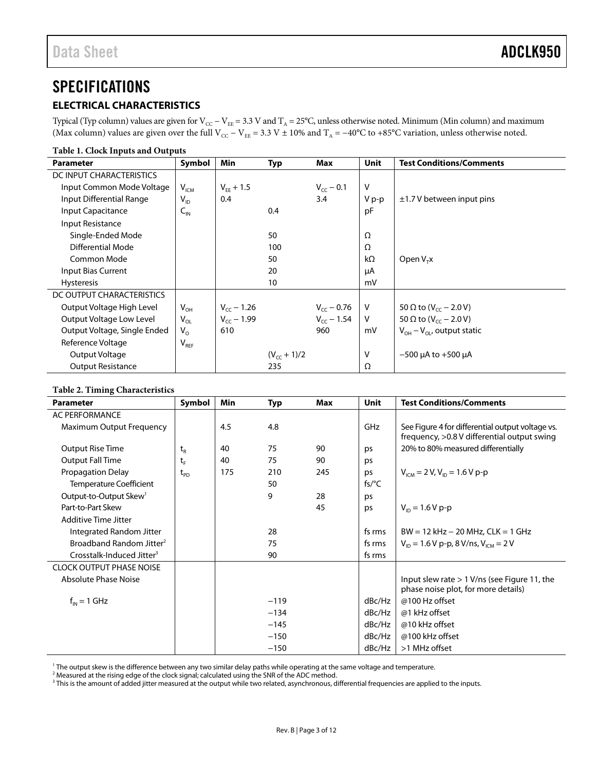# SPECIFICATIONS

## ELECTRICAL CHARACTERISTICS

Typical (Typ column) values are given for $V_{CC} - V_{EE} = 3.3$ V and $T_A = 25°C$, unless otherwise noted. Minimum (Min column) and maximum (Max column) values are given over the full $V_{CC} - V_{EE} = 3.3$ V ± 10% and $T_A = -40°C$ to $+85°C$ variation, unless otherwise noted.

**Table 1. Clock Inputs and Outputs**

| Parameter | Symbol | Min | Typ | Max | Unit | Test Conditions/Comments |
|---|---|---|---|---|---|---|
| DC INPUT CHARACTERISTICS | | | | | | |
| Input Common Mode Voltage | $V_{ICM}$ | $V_{EE} + 1.5$ | | $V_{CC} - 0.1$ | V | |
| Input Differential Range | $V_{ID}$ | 0.4 | | 3.4 | V p-p | ±1.7 V between input pins |
| Input Capacitance | $C_{IN}$ | | 0.4 | | pF | |
| Input Resistance | | | | | | |
| Single-Ended Mode | | | 50 | | Ω | |
| Differential Mode | | | 100 | | Ω | |
| Common Mode | | | 50 | | kΩ | Open $V_Tx$ |
| Input Bias Current | | | 20 | | μA | |
| Hysteresis | | | 10 | | mV | |
| DC OUTPUT CHARACTERISTICS | | | | | | |
| Output Voltage High Level | $V_{OH}$ | $V_{CC} - 1.26$ | | $V_{CC} - 0.76$ | V | 50 Ω to ($V_{CC} - 2.0$ V) |
| Output Voltage Low Level | $V_{OL}$ | $V_{CC} - 1.99$ | | $V_{CC} - 1.54$ | V | 50 Ω to ($V_{CC} - 2.0$ V) |
| Output Voltage, Single Ended | $V_O$ | 610 | | 960 | mV | $V_{OH} - V_{OL}$, output static |
| Reference Voltage | $V_{REF}$ | | | | | |
| Output Voltage | | | $(V_{CC} + 1)/2$ | | V | −500 μA to +500 μA |
| Output Resistance | | | 235 | | Ω | |

**Table 2. Timing Characteristics**

| Parameter | Symbol | Min | Typ | Max | Unit | Test Conditions/Comments |
|---|---|---|---|---|---|---|
| AC PERFORMANCE | | | | | | |
| Maximum Output Frequency | | 4.5 | 4.8 | | GHz | See Figure 4 for differential output voltage vs. frequency, >0.8 V differential output swing |
| Output Rise Time | $t_R$ | 40 | 75 | 90 | ps | 20% to 80% measured differentially |
| Output Fall Time | $t_F$ | 40 | 75 | 90 | ps | |
| Propagation Delay | $t_{PD}$ | 175 | 210 | 245 | ps | $V_{ICM} = 2$ V, $V_{ID} = 1.6$ V p-p |
| Temperature Coefficient | | | 50 | | fs/°C | |
| Output-to-Output Skew[1] | | | 9 | 28 | ps | |
| Part-to-Part Skew | | | | 45 | ps | $V_{ID} = 1.6$ V p-p |
| Additive Time Jitter | | | | | | |
| Integrated Random Jitter | | | 28 | | fs rms | BW = 12 kHz − 20 MHz, CLK = 1 GHz |
| Broadband Random Jitter[2] | | | 75 | | fs rms | $V_{ID} = 1.6$ V p-p, 8 V/ns, $V_{ICM} = 2$ V |
| Crosstalk-Induced Jitter[3] | | | 90 | | fs rms | |
| CLOCK OUTPUT PHASE NOISE | | | | | | |
| Absolute Phase Noise | | | | | | Input slew rate > 1 V/ns (see Figure 11, the phase noise plot, for more details) |
| $f_{IN} = 1$ GHz | | | −119 | | dBc/Hz | @100 Hz offset |
| | | | −134 | | dBc/Hz | @1 kHz offset |
| | | | −145 | | dBc/Hz | @10 kHz offset |
| | | | −150 | | dBc/Hz | @100 kHz offset |
| | | | −150 | | dBc/Hz | >1 MHz offset |

[1] The output skew is the difference between any two similar delay paths while operating at the same voltage and temperature.
[2] Measured at the rising edge of the clock signal; calculated using the SNR of the ADC method.
[3] This is the amount of added jitter measured at the output while two related, asynchronous, differential frequencies are applied to the inputs.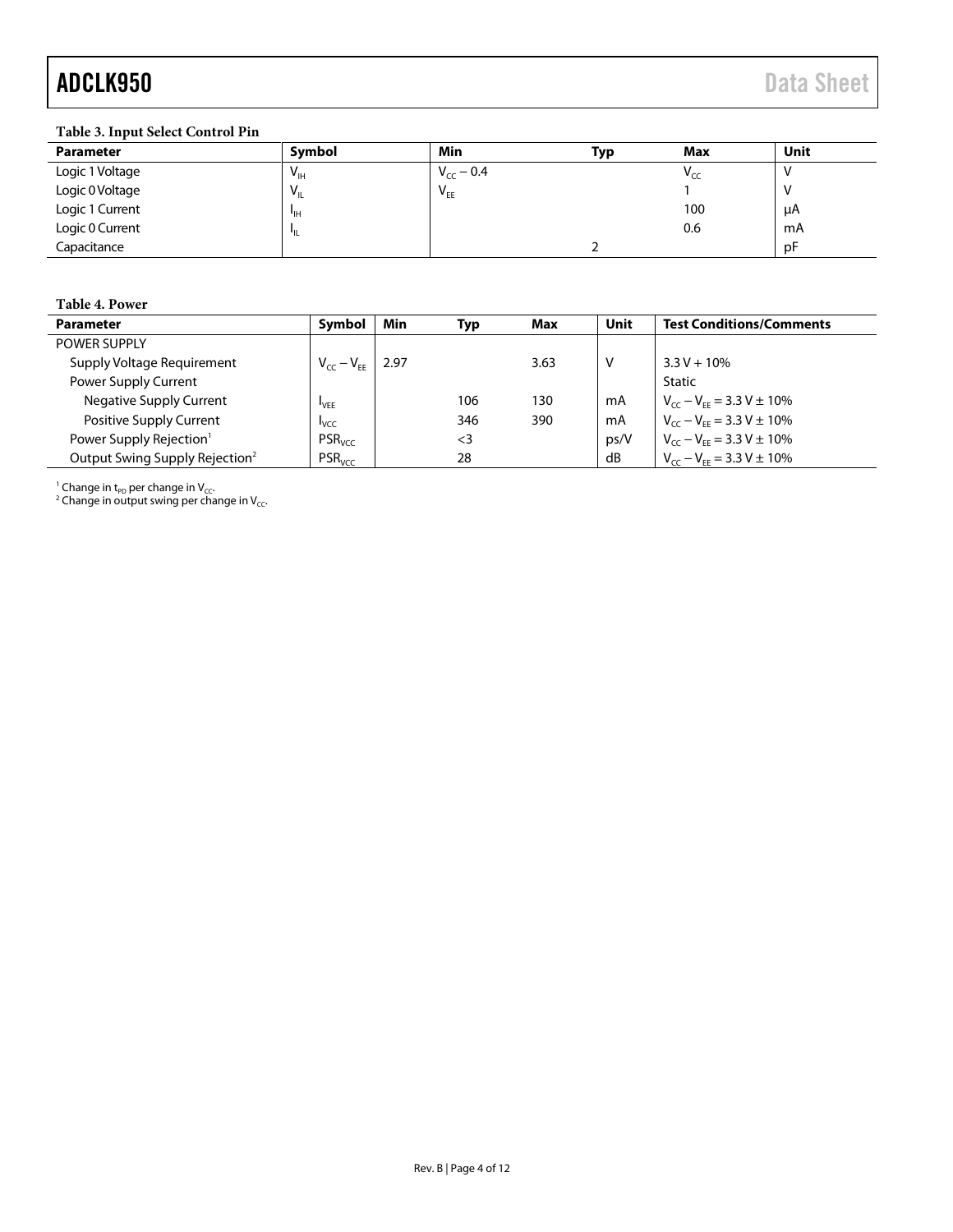**Table 3. Input Select Control Pin**

| Parameter | Symbol | Min | Typ | Max | Unit |
|---|---|---|---|---|---|
| Logic 1 Voltage | $V_{IH}$ | $V_{CC} - 0.4$ | | $V_{CC}$ | V |
| Logic 0 Voltage | $V_{IL}$ | $V_{EE}$ | | 1 | V |
| Logic 1 Current | $I_{IH}$ | | | 100 | μA |
| Logic 0 Current | $I_{IL}$ | | | 0.6 | mA |
| Capacitance | | | 2 | | pF |

**Table 4. Power**

| Parameter | Symbol | Min | Typ | Max | Unit | Test Conditions/Comments |
|---|---|---|---|---|---|---|
| POWER SUPPLY | | | | | | |
| Supply Voltage Requirement | $V_{CC} - V_{EE}$ | 2.97 | | 3.63 | V | 3.3 V + 10% |
| Power Supply Current | | | | | | Static |
| Negative Supply Current | $I_{VEE}$ | | 106 | 130 | mA | $V_{CC} - V_{EE}$ = 3.3 V ± 10% |
| Positive Supply Current | $I_{VCC}$ | | 346 | 390 | mA | $V_{CC} - V_{EE}$ = 3.3 V ± 10% |
| Power Supply Rejection[1] | $PSR_{VCC}$ | | <3 | | ps/V | $V_{CC} - V_{EE}$ = 3.3 V ± 10% |
| Output Swing Supply Rejection[2] | $PSR_{VCC}$ | | 28 | | dB | $V_{CC} - V_{EE}$ = 3.3 V ± 10% |

[1] Change in $t_{PD}$ per change in $V_{CC}$.
[2] Change in output swing per change in $V_{CC}$.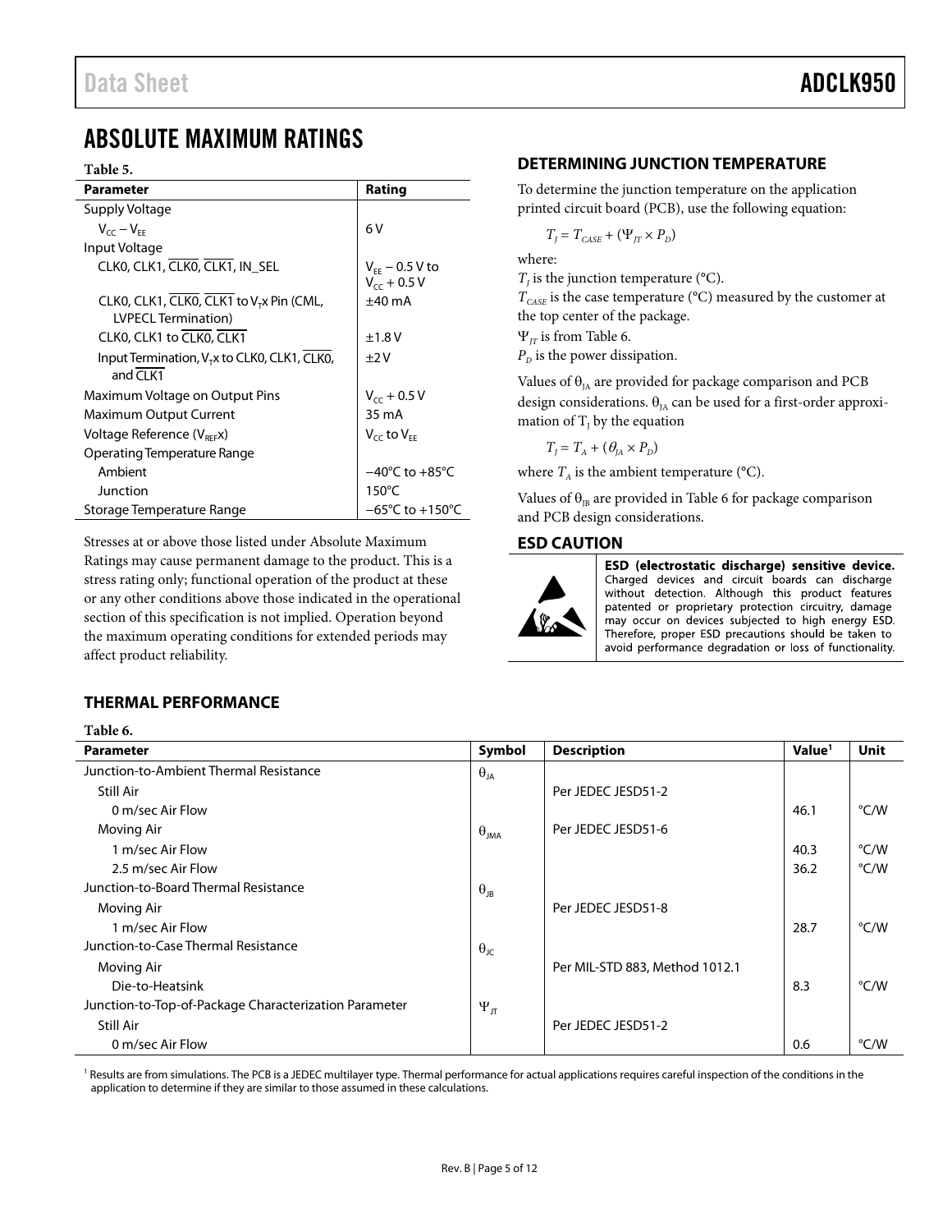# ABSOLUTE MAXIMUM RATINGS

**Table 5.**

| Parameter | Rating |
|---|---|
| Supply Voltage | |
| $V_{CC} - V_{EE}$ | 6 V |
| Input Voltage | |
| CLK0, CLK1, $\overline{CLK0}$, $\overline{CLK1}$, IN_SEL | $V_{EE}$ − 0.5 V to $V_{CC}$ + 0.5 V |
| CLK0, CLK1, $\overline{CLK0}$, $\overline{CLK1}$ to $V_T$x Pin (CML, LVPECL Termination) | ±40 mA |
| CLK0, CLK1 to $\overline{CLK0}$, $\overline{CLK1}$ | ±1.8 V |
| Input Termination, $V_T$x to CLK0, CLK1, $\overline{CLK0}$, and $\overline{CLK1}$ | ±2 V |
| Maximum Voltage on Output Pins | $V_{CC}$ + 0.5 V |
| Maximum Output Current | 35 mA |
| Voltage Reference ($V_{REF}$x) | $V_{CC}$ to $V_{EE}$ |
| Operating Temperature Range | |
| Ambient | −40°C to +85°C |
| Junction | 150°C |
| Storage Temperature Range | −65°C to +150°C |

Stresses at or above those listed under Absolute Maximum Ratings may cause permanent damage to the product. This is a stress rating only; functional operation of the product at these or any other conditions above those indicated in the operational section of this specification is not implied. Operation beyond the maximum operating conditions for extended periods may affect product reliability.

## THERMAL PERFORMANCE

**Table 6.**

| Parameter | Symbol | Description | Value[1] | Unit |
|---|---|---|---|---|
| Junction-to-Ambient Thermal Resistance | $\theta_{JA}$ | | | |
| Still Air | | Per JEDEC JESD51-2 | | |
| 0 m/sec Air Flow | | | 46.1 | °C/W |
| Moving Air | $\theta_{JMA}$ | Per JEDEC JESD51-6 | | |
| 1 m/sec Air Flow | | | 40.3 | °C/W |
| 2.5 m/sec Air Flow | | | 36.2 | °C/W |
| Junction-to-Board Thermal Resistance | $\theta_{JB}$ | | | |
| Moving Air | | Per JEDEC JESD51-8 | | |
| 1 m/sec Air Flow | | | 28.7 | °C/W |
| Junction-to-Case Thermal Resistance | $\theta_{JC}$ | | | |
| Moving Air | | Per MIL-STD 883, Method 1012.1 | | |
| Die-to-Heatsink | | | 8.3 | °C/W |
| Junction-to-Top-of-Package Characterization Parameter | $\Psi_{JT}$ | | | |
| Still Air | | Per JEDEC JESD51-2 | | |
| 0 m/sec Air Flow | | | 0.6 | °C/W |

[1] Results are from simulations. The PCB is a JEDEC multilayer type. Thermal performance for actual applications requires careful inspection of the conditions in the application to determine if they are similar to those assumed in these calculations.

## DETERMINING JUNCTION TEMPERATURE

To determine the junction temperature on the application printed circuit board (PCB), use the following equation:

$$T_J = T_{CASE} + (\Psi_{JT} \times P_D)$$

where:

$T_J$ is the junction temperature (°C).
$T_{CASE}$ is the case temperature (°C) measured by the customer at the top center of the package.
$\Psi_{JT}$ is from Table 6.
$P_D$ is the power dissipation.

Values of $\theta_{JA}$ are provided for package comparison and PCB design considerations. $\theta_{JA}$ can be used for a first-order approximation of $T_J$ by the equation

$$T_J = T_A + (\theta_{JA} \times P_D)$$

where $T_A$ is the ambient temperature (°C).

Values of $\theta_{JB}$ are provided in Table 6 for package comparison and PCB design considerations.

## ESD CAUTION

**ESD (electrostatic discharge) sensitive device.** Charged devices and circuit boards can discharge without detection. Although this product features patented or proprietary protection circuitry, damage may occur on devices subjected to high energy ESD. Therefore, proper ESD precautions should be taken to avoid performance degradation or loss of functionality.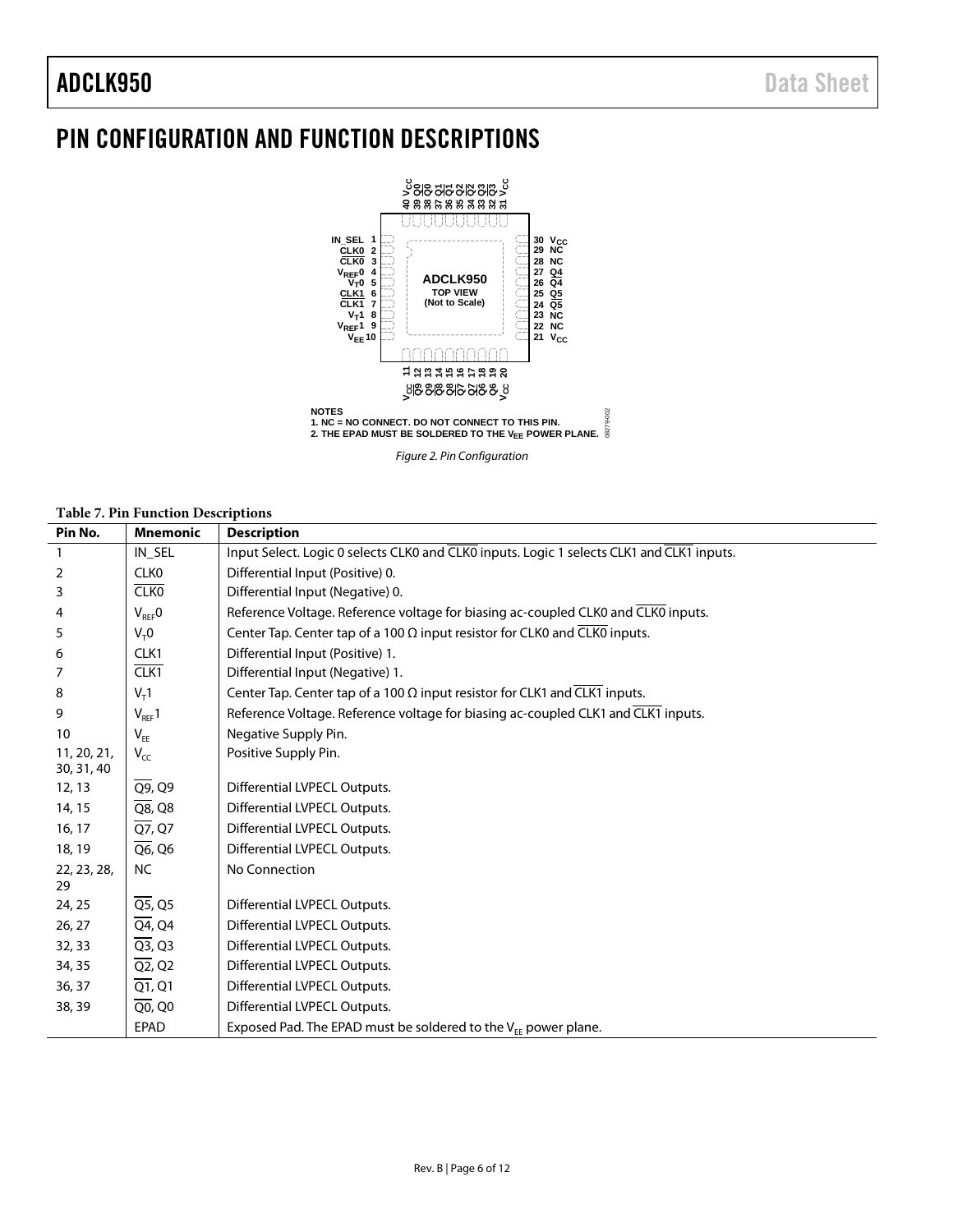## PIN CONFIGURATION AND FUNCTION DESCRIPTIONS

NOTES
1. NC = NO CONNECT. DO NOT CONNECT TO THIS PIN.
2. THE EPAD MUST BE SOLDERED TO THE $V_{EE}$ POWER PLANE.

*Figure 2. Pin Configuration*

**Table 7. Pin Function Descriptions**

| Pin No. | Mnemonic | Description |
|---|---|---|
| 1 | IN_SEL | Input Select. Logic 0 selects CLK0 and $\overline{\text{CLK0}}$ inputs. Logic 1 selects CLK1 and $\overline{\text{CLK1}}$ inputs. |
| 2 | CLK0 | Differential Input (Positive) 0. |
| 3 | $\overline{\text{CLK0}}$ | Differential Input (Negative) 0. |
| 4 | $V_{REF}0$ | Reference Voltage. Reference voltage for biasing ac-coupled CLK0 and $\overline{\text{CLK0}}$ inputs. |
| 5 | $V_T0$ | Center Tap. Center tap of a 100 Ω input resistor for CLK0 and $\overline{\text{CLK0}}$ inputs. |
| 6 | CLK1 | Differential Input (Positive) 1. |
| 7 | $\overline{\text{CLK1}}$ | Differential Input (Negative) 1. |
| 8 | $V_T1$ | Center Tap. Center tap of a 100 Ω input resistor for CLK1 and $\overline{\text{CLK1}}$ inputs. |
| 9 | $V_{REF}1$ | Reference Voltage. Reference voltage for biasing ac-coupled CLK1 and $\overline{\text{CLK1}}$ inputs. |
| 10 | $V_{EE}$ | Negative Supply Pin. |
| 11, 20, 21, 30, 31, 40 | $V_{CC}$ | Positive Supply Pin. |
| 12, 13 | $\overline{\text{Q9}}$, Q9 | Differential LVPECL Outputs. |
| 14, 15 | $\overline{\text{Q8}}$, Q8 | Differential LVPECL Outputs. |
| 16, 17 | $\overline{\text{Q7}}$, Q7 | Differential LVPECL Outputs. |
| 18, 19 | $\overline{\text{Q6}}$, Q6 | Differential LVPECL Outputs. |
| 22, 23, 28, 29 | NC | No Connection |
| 24, 25 | $\overline{\text{Q5}}$, Q5 | Differential LVPECL Outputs. |
| 26, 27 | $\overline{\text{Q4}}$, Q4 | Differential LVPECL Outputs. |
| 32, 33 | $\overline{\text{Q3}}$, Q3 | Differential LVPECL Outputs. |
| 34, 35 | $\overline{\text{Q2}}$, Q2 | Differential LVPECL Outputs. |
| 36, 37 | $\overline{\text{Q1}}$, Q1 | Differential LVPECL Outputs. |
| 38, 39 | $\overline{\text{Q0}}$, Q0 | Differential LVPECL Outputs. |
| | EPAD | Exposed Pad. The EPAD must be soldered to the $V_{EE}$ power plane. |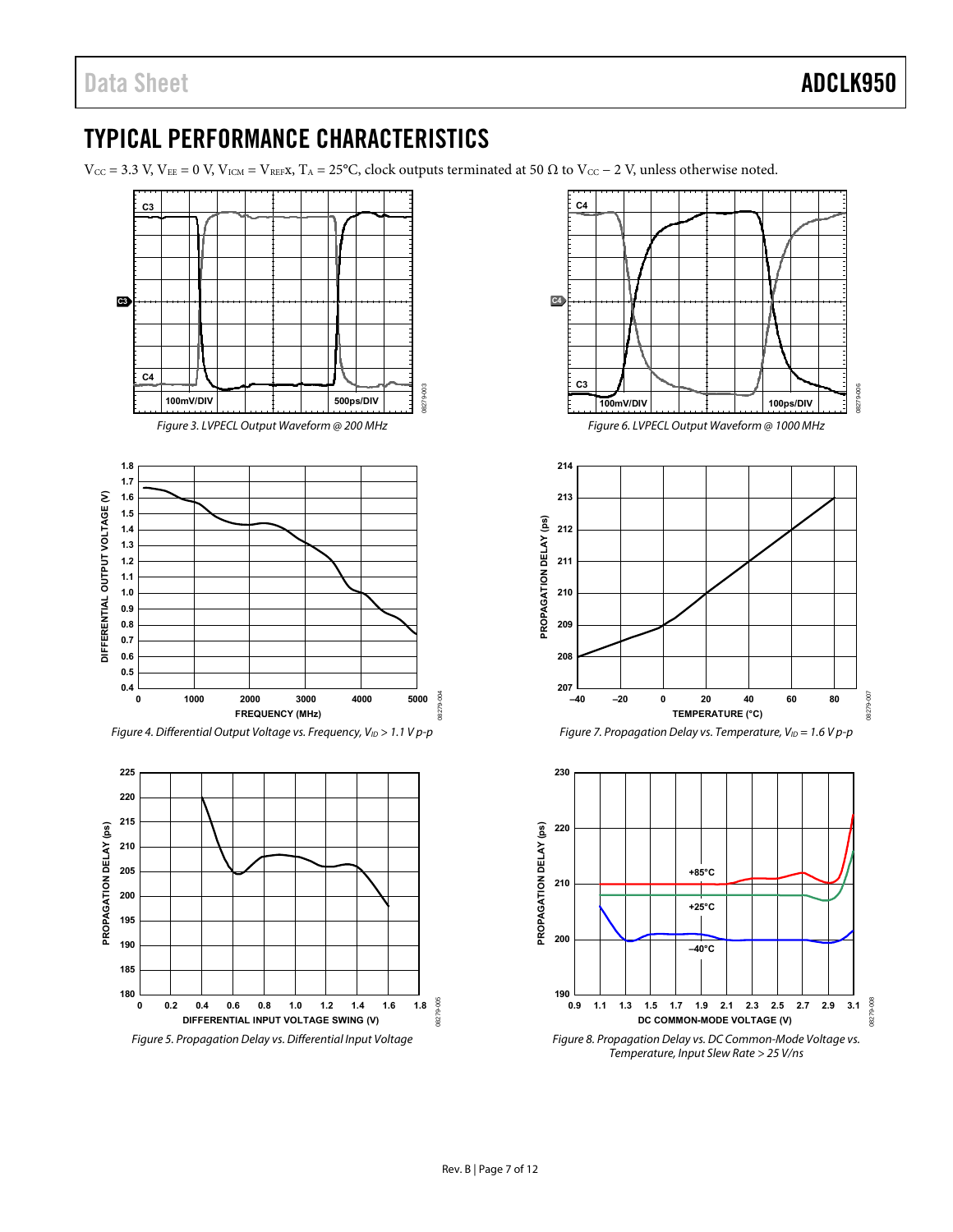# TYPICAL PERFORMANCE CHARACTERISTICS

$V_{CC}$ = 3.3 V, $V_{EE}$ = 0 V, $V_{ICM}$ = $V_{REF}$x, $T_A$ = 25°C, clock outputs terminated at 50 Ω to $V_{CC}$ − 2 V, unless otherwise noted.

*Figure 3. LVPECL Output Waveform @ 200 MHz*

*Figure 4. Differential Output Voltage vs. Frequency, $V_{ID}$ > 1.1 V p-p*

*Figure 5. Propagation Delay vs. Differential Input Voltage*

*Figure 6. LVPECL Output Waveform @ 1000 MHz*

*Figure 7. Propagation Delay vs. Temperature, $V_{ID}$ = 1.6 V p-p*

*Figure 8. Propagation Delay vs. DC Common-Mode Voltage vs. Temperature, Input Slew Rate > 25 V/ns*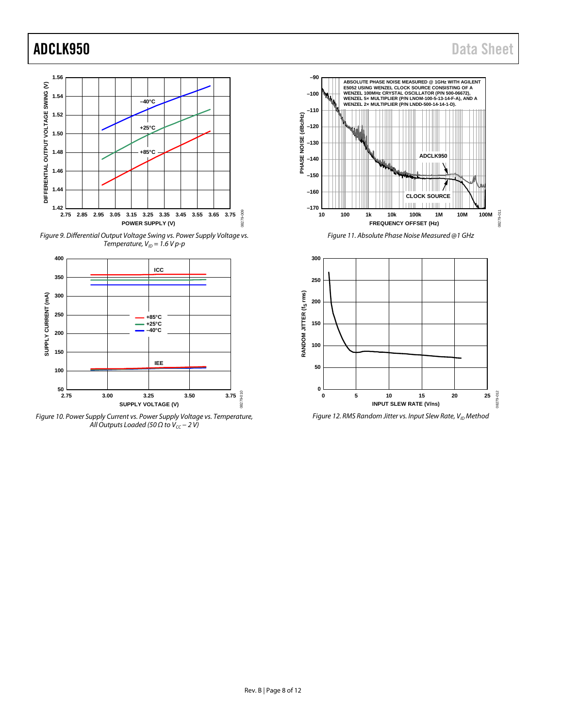Figure 9. Differential Output Voltage Swing vs. Power Supply Voltage vs. Temperature, $V_{ID}$ = 1.6 V p-p

Figure 10. Power Supply Current vs. Power Supply Voltage vs. Temperature, All Outputs Loaded (50 Ω to $V_{CC}$ − 2 V)

Figure 11. Absolute Phase Noise Measured @1 GHz

Figure 12. RMS Random Jitter vs. Input Slew Rate, $V_{ID}$ Method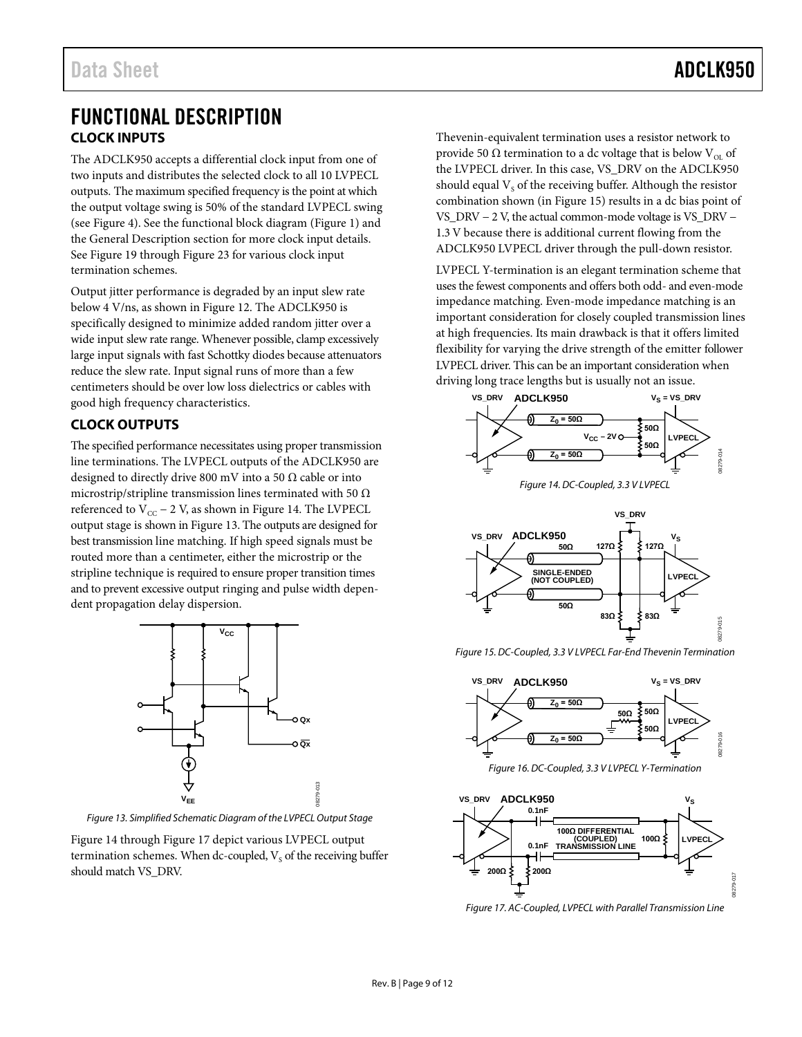# FUNCTIONAL DESCRIPTION

## CLOCK INPUTS

The ADCLK950 accepts a differential clock input from one of two inputs and distributes the selected clock to all 10 LVPECL outputs. The maximum specified frequency is the point at which the output voltage swing is 50% of the standard LVPECL swing (see Figure 4). See the functional block diagram (Figure 1) and the General Description section for more clock input details. See Figure 19 through Figure 23 for various clock input termination schemes.

Output jitter performance is degraded by an input slew rate below 4 V/ns, as shown in Figure 12. The ADCLK950 is specifically designed to minimize added random jitter over a wide input slew rate range. Whenever possible, clamp excessively large input signals with fast Schottky diodes because attenuators reduce the slew rate. Input signal runs of more than a few centimeters should be over low loss dielectrics or cables with good high frequency characteristics.

## CLOCK OUTPUTS

The specified performance necessitates using proper transmission line terminations. The LVPECL outputs of the ADCLK950 are designed to directly drive 800 mV into a 50 Ω cable or into microstrip/stripline transmission lines terminated with 50 Ω referenced to $V_{CC}$ − 2 V, as shown in Figure 14. The LVPECL output stage is shown in Figure 13. The outputs are designed for best transmission line matching. If high speed signals must be routed more than a centimeter, either the microstrip or the stripline technique is required to ensure proper transition times and to prevent excessive output ringing and pulse width dependent propagation delay dispersion.

*Figure 13. Simplified Schematic Diagram of the LVPECL Output Stage*

Figure 14 through Figure 17 depict various LVPECL output termination schemes. When dc-coupled, $V_S$ of the receiving buffer should match VS_DRV.

Thevenin-equivalent termination uses a resistor network to provide 50 Ω termination to a dc voltage that is below $V_{OL}$ of the LVPECL driver. In this case, VS_DRV on the ADCLK950 should equal $V_S$ of the receiving buffer. Although the resistor combination shown (in Figure 15) results in a dc bias point of VS_DRV − 2 V, the actual common-mode voltage is VS_DRV − 1.3 V because there is additional current flowing from the ADCLK950 LVPECL driver through the pull-down resistor.

LVPECL Y-termination is an elegant termination scheme that uses the fewest components and offers both odd- and even-mode impedance matching. Even-mode impedance matching is an important consideration for closely coupled transmission lines at high frequencies. Its main drawback is that it offers limited flexibility for varying the drive strength of the emitter follower LVPECL driver. This can be an important consideration when driving long trace lengths but is usually not an issue.

*Figure 14. DC-Coupled, 3.3 V LVPECL*

*Figure 15. DC-Coupled, 3.3 V LVPECL Far-End Thevenin Termination*

*Figure 16. DC-Coupled, 3.3 V LVPECL Y-Termination*

*Figure 17. AC-Coupled, LVPECL with Parallel Transmission Line*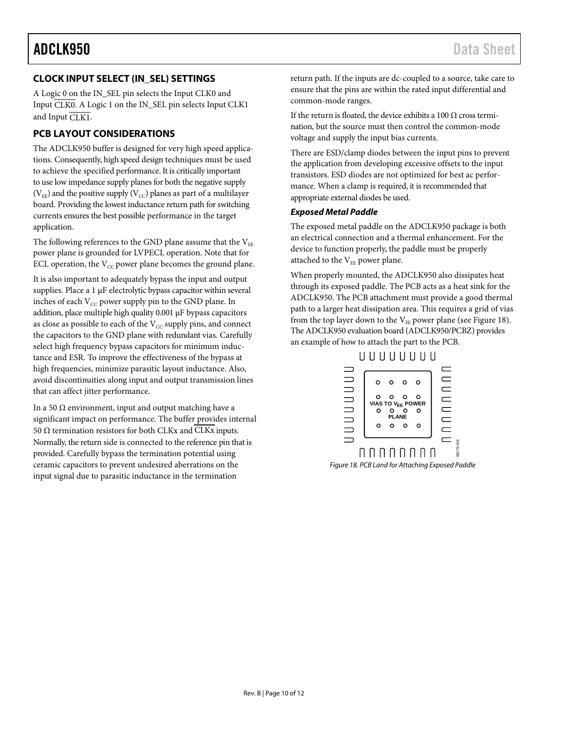## CLOCK INPUT SELECT (IN_SEL) SETTINGS

A Logic 0 on the IN_SEL pin selects the Input CLK0 and Input $\overline{\text{CLK0}}$. A Logic 1 on the IN_SEL pin selects Input CLK1 and Input $\overline{\text{CLK1}}$.

## PCB LAYOUT CONSIDERATIONS

The ADCLK950 buffer is designed for very high speed applications. Consequently, high speed design techniques must be used to achieve the specified performance. It is critically important to use low impedance supply planes for both the negative supply ($V_{EE}$) and the positive supply ($V_{CC}$) planes as part of a multilayer board. Providing the lowest inductance return path for switching currents ensures the best possible performance in the target application.

The following references to the GND plane assume that the $V_{EE}$ power plane is grounded for LVPECL operation. Note that for ECL operation, the $V_{CC}$ power plane becomes the ground plane.

It is also important to adequately bypass the input and output supplies. Place a 1 µF electrolytic bypass capacitor within several inches of each $V_{CC}$ power supply pin to the GND plane. In addition, place multiple high quality 0.001 µF bypass capacitors as close as possible to each of the $V_{CC}$ supply pins, and connect the capacitors to the GND plane with redundant vias. Carefully select high frequency bypass capacitors for minimum inductance and ESR. To improve the effectiveness of the bypass at high frequencies, minimize parasitic layout inductance. Also, avoid discontinuities along input and output transmission lines that can affect jitter performance.

In a 50 Ω environment, input and output matching have a significant impact on performance. The buffer provides internal 50 Ω termination resistors for both CLKx and $\overline{\text{CLKx}}$ inputs. Normally, the return side is connected to the reference pin that is provided. Carefully bypass the termination potential using ceramic capacitors to prevent undesired aberrations on the input signal due to parasitic inductance in the termination return path. If the inputs are dc-coupled to a source, take care to ensure that the pins are within the rated input differential and common-mode ranges.

If the return is floated, the device exhibits a 100 Ω cross termination, but the source must then control the common-mode voltage and supply the input bias currents.

There are ESD/clamp diodes between the input pins to prevent the application from developing excessive offsets to the input transistors. ESD diodes are not optimized for best ac performance. When a clamp is required, it is recommended that appropriate external diodes be used.

### *Exposed Metal Paddle*

The exposed metal paddle on the ADCLK950 package is both an electrical connection and a thermal enhancement. For the device to function properly, the paddle must be properly attached to the $V_{EE}$ power plane.

When properly mounted, the ADCLK950 also dissipates heat through its exposed paddle. The PCB acts as a heat sink for the ADCLK950. The PCB attachment must provide a good thermal path to a larger heat dissipation area. This requires a grid of vias from the top layer down to the $V_{EE}$ power plane (see Figure 18). The ADCLK950 evaluation board (ADCLK950/PCBZ) provides an example of how to attach the part to the PCB.

VIAS TO $V_{EE}$ POWER PLANE

*Figure 18. PCB Land for Attaching Exposed Paddle*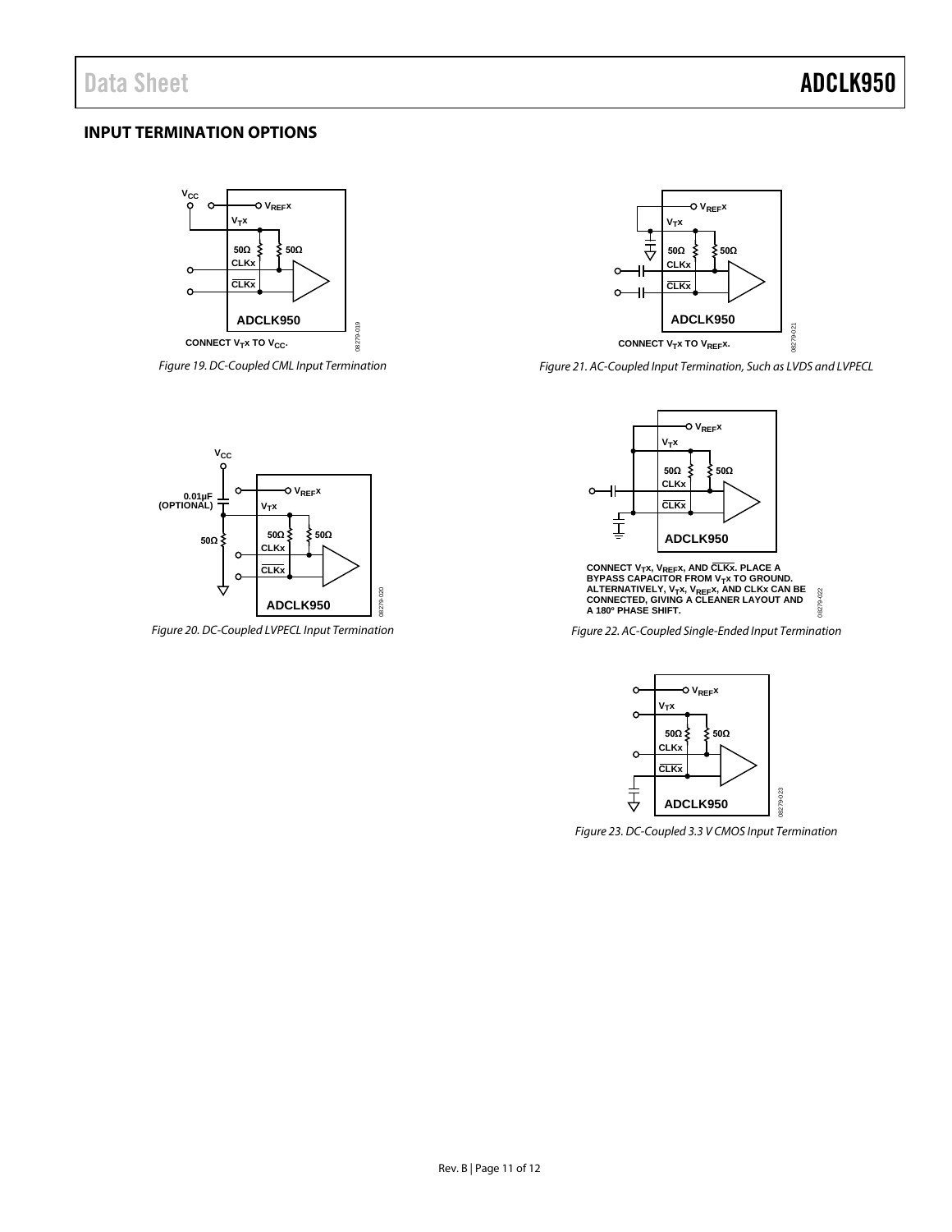## INPUT TERMINATION OPTIONS

CONNECT $V_T$x TO $V_{CC}$.

*Figure 19. DC-Coupled CML Input Termination*

*Figure 20. DC-Coupled LVPECL Input Termination*

CONNECT $V_T$x TO $V_{REF}$x.

*Figure 21. AC-Coupled Input Termination, Such as LVDS and LVPECL*

CONNECT $V_T$x, $V_{REF}$x, AND $\overline{\text{CLK}}$x. PLACE A BYPASS CAPACITOR FROM $V_T$x TO GROUND. ALTERNATIVELY, $V_T$x, $V_{REF}$x, AND CLKx CAN BE CONNECTED, GIVING A CLEANER LAYOUT AND A 180° PHASE SHIFT.

*Figure 22. AC-Coupled Single-Ended Input Termination*

*Figure 23. DC-Coupled 3.3 V CMOS Input Termination*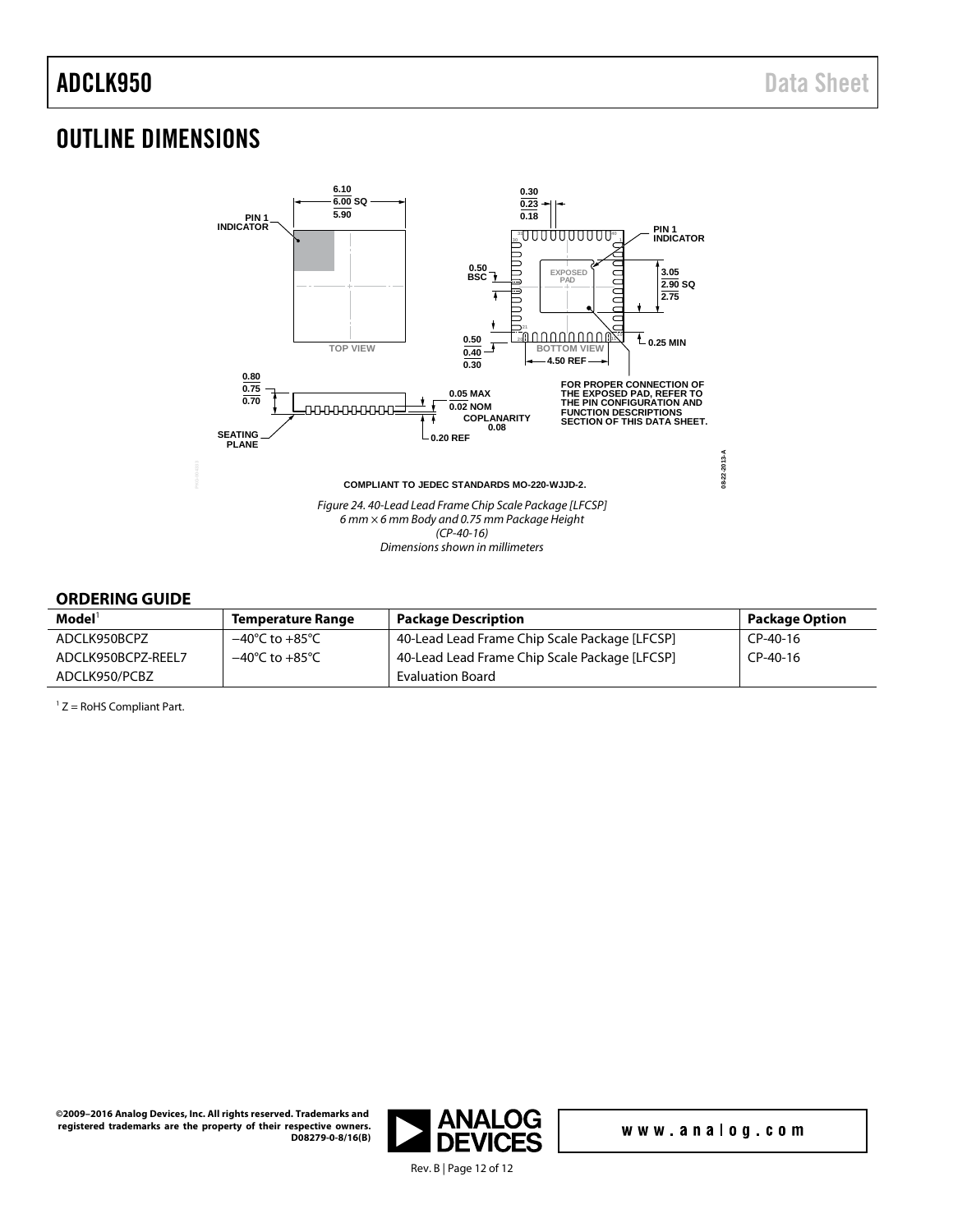## OUTLINE DIMENSIONS

6.10
6.00 SQ
5.90

PIN 1 INDICATOR

TOP VIEW

0.30
0.23
0.18

PIN 1 INDICATOR

EXPOSED PAD

0.50 BSC

3.05
2.90 SQ
2.75

0.50
0.40
0.30

BOTTOM VIEW

4.50 REF

0.25 MIN

0.80
0.75
0.70

0.05 MAX
0.02 NOM

COPLANARITY
0.08

0.20 REF

SEATING PLANE

FOR PROPER CONNECTION OF THE EXPOSED PAD, REFER TO THE PIN CONFIGURATION AND FUNCTION DESCRIPTIONS SECTION OF THIS DATA SHEET.

COMPLIANT TO JEDEC STANDARDS MO-220-WJJD-2.

08-22-2013-A

*Figure 24. 40-Lead Lead Frame Chip Scale Package [LFCSP]*
*6 mm × 6 mm Body and 0.75 mm Package Height*
*(CP-40-16)*
*Dimensions shown in millimeters*

### ORDERING GUIDE

| Model[1] | Temperature Range | Package Description | Package Option |
|---|---|---|---|
| ADCLK950BCPZ | −40°C to +85°C | 40-Lead Lead Frame Chip Scale Package [LFCSP] | CP-40-16 |
| ADCLK950BCPZ-REEL7 | −40°C to +85°C | 40-Lead Lead Frame Chip Scale Package [LFCSP] | CP-40-16 |
| ADCLK950/PCBZ | | Evaluation Board | |

[1] Z = RoHS Compliant Part.

©2009–2016 Analog Devices, Inc. All rights reserved. Trademarks and registered trademarks are the property of their respective owners.
D08279-0-8/16(B)